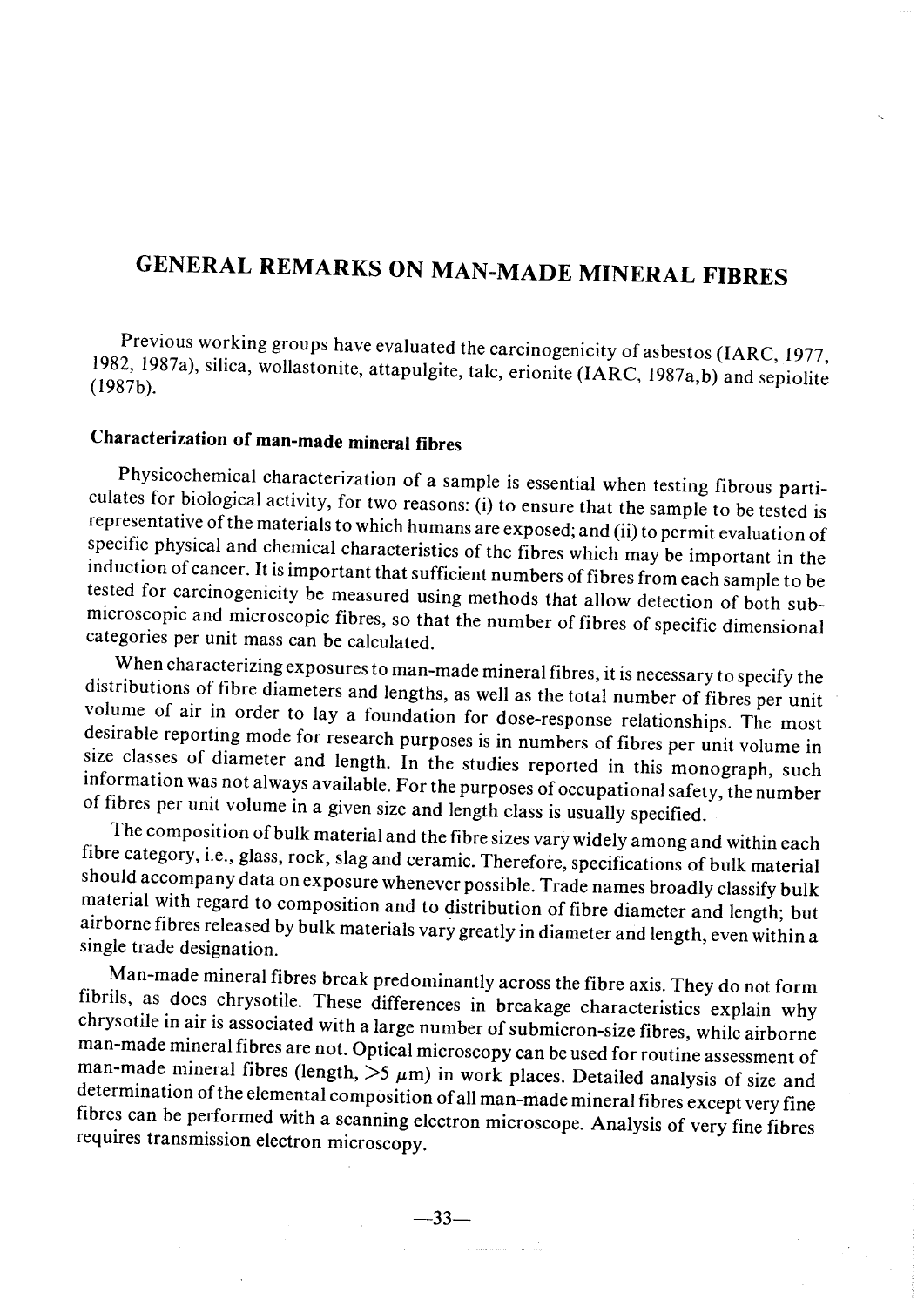# GENERAL REMARKS ON MAN-MADE MINERAL FIBRES

Previous working groups have evaluated the carcinogenicity of asbestos (IARC, 1977, 1982, 1987a), silica, wollastonite, attapulgite, talc, erionite (IARC, 1987a,b) and sepiolite (1987b).

## Characterization of man-made mineral fibres

Physicochemical characterization of a sample is essential when testing fibrous particulates for biological activity, for two reasons: (i) to ensure that the sample to be tested is representative of the materials to which humans are exposed; and (ii) to permit evaluation of specific physical and chemical characteristics of the fibres which may be important in the induction of cancer. It is important that sufficient numbers of fibres from each sample to be tested for carcinogenicity be measured using methods that allow detection of both submicroscopic and microscopic fibres, so that the number of fibres of specific dimensional categories per unit mass can be calculated.

When characterizing exposures to man-made mineral fibres, it is necessary to specify the distributions of fibre diameters and lengths, as well as the total number of fibres per unit volume of air in order to lay a foundation for dose-response relationships. The most desirable reporting mode for research purposes is in numbers of fibres per unit volume in size classes of diameter and length. In the studies reported in this monograph, such information was not always available. For the purposes of occupational safety, the number of fibres per unit volume in a given size and length class is usually specified.

The composition of bulk material and the fibre sizes vary widely among and within each fibre category, i.e., glass, rock, slag and ceramic. Therefore, specifications of bulk material should accompany data on exposure whenever possible. Trade names broadly classify bulk material with regard to composition and to distribution of fibre diameter and length; but airborne fibres released by bulk materials vary greatly in diameter and length, even within a single trade designation.

Man-made mineral fibres break predominantly across the fibre axis. They do not form fibrils, as does chrysotile. These differences in breakage characteristics explain why chrysotile in air is associated with a large number of submicron-size fibres, while airborne man-made mineral fibres are not. Optical microscopy can be used for routine assessment of man-made mineral fibres (length, $>5$ $\mu$m) in work places. Detailed analysis of size and determination of the elemental composition of all man-made mineral fibres except very fine fibres can be performed with a scanning electron microscope. Analysis of very fine fibres requires transmission electron microscopy.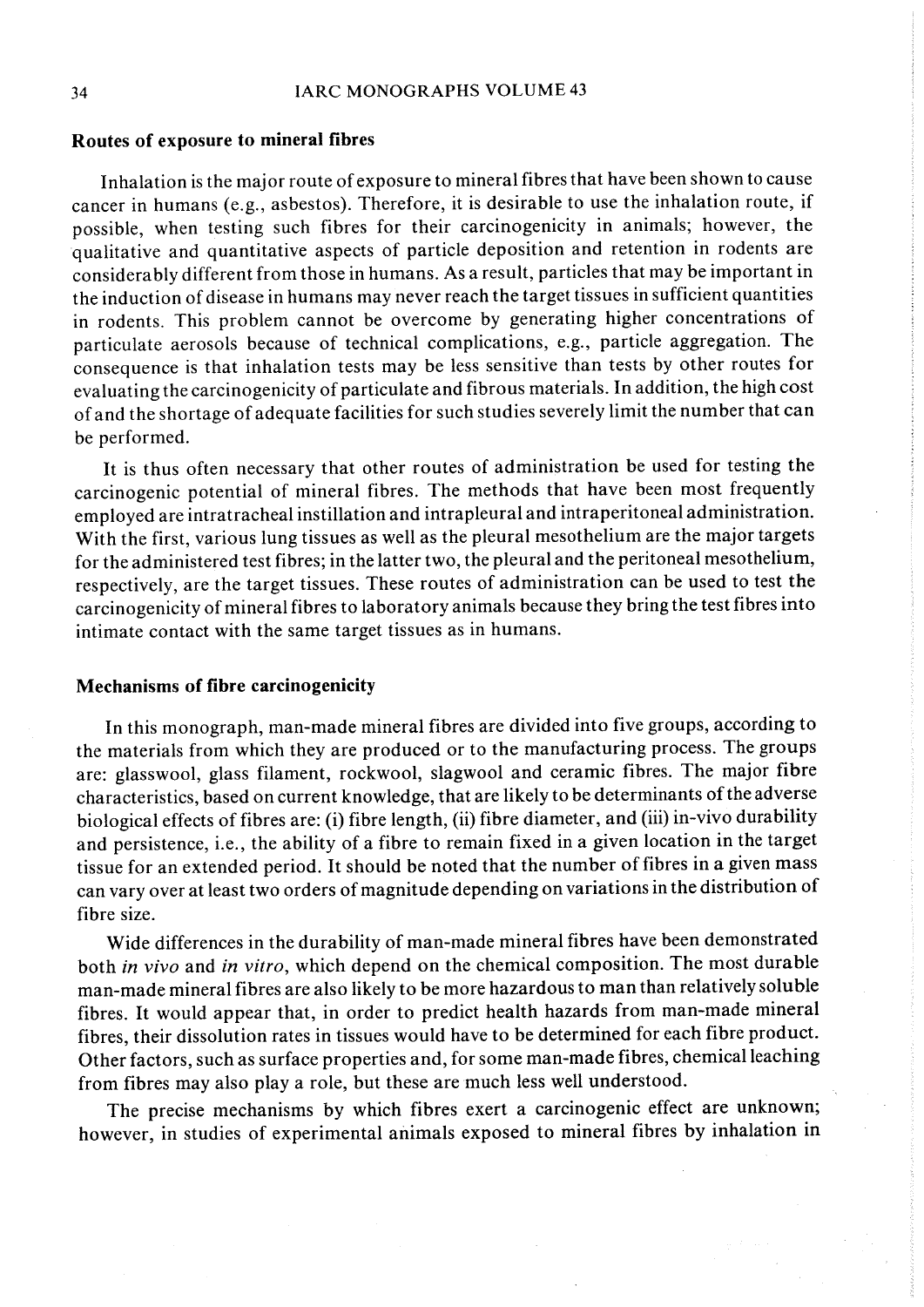## Routes of exposure to mineral fibres

Inhalation is the major route of exposure to mineral fibres that have been shown to cause cancer in humans (e.g., asbestos). Therefore, it is desirable to use the inhalation route, if possible, when testing such fibres for their carcinogenicity in animals; however, the qualitative and quantitative aspects of particle deposition and retention in rodents are considerably different from those in humans. As a result, particles that may be important in the induction of disease in humans may never reach the target tissues in sufficient quantities in rodents. This problem cannot be overcome by generating higher concentrations of particulate aerosols because of technical complications, e.g., particle aggregation. The consequence is that inhalation tests may be less sensitive than tests by other routes for evaluating the carcinogenicity of particulate and fibrous materials. In addition, the high cost of and the shortage of adequate facilities for such studies severely limit the number that can be performed.

It is thus often necessary that other routes of administration be used for testing the carcinogenic potential of mineral fibres. The methods that have been most frequently employed are intratracheal instillation and intrapleural and intraperitoneal administration. With the first, various lung tissues as well as the pleural mesothelium are the major targets for the administered test fibres; in the latter two, the pleural and the peritoneal mesothelium, respectively, are the target tissues. These routes of administration can be used to test the carcinogenicity of mineral fibres to laboratory animals because they bring the test fibres into intimate contact with the same target tissues as in humans.

## Mechanisms of fibre carcinogenicity

In this monograph, man-made mineral fibres are divided into five groups, according to the materials from which they are produced or to the manufacturing process. The groups are: glasswool, glass filament, rockwool, slagwool and ceramic fibres. The major fibre characteristics, based on current knowledge, that are likely to be determinants of the adverse biological effects of fibres are: (i) fibre length, (ii) fibre diameter, and (iii) in-vivo durability and persistence, i.e., the ability of a fibre to remain fixed in a given location in the target tissue for an extended period. It should be noted that the number of fibres in a given mass can vary over at least two orders of magnitude depending on variations in the distribution of fibre size.

Wide differences in the durability of man-made mineral fibres have been demonstrated both *in vivo* and *in vitro*, which depend on the chemical composition. The most durable man-made mineral fibres are also likely to be more hazardous to man than relatively soluble fibres. It would appear that, in order to predict health hazards from man-made mineral fibres, their dissolution rates in tissues would have to be determined for each fibre product. Other factors, such as surface properties and, for some man-made fibres, chemical leaching from fibres may also play a role, but these are much less well understood.

The precise mechanisms by which fibres exert a carcinogenic effect are unknown; however, in studies of experimental animals exposed to mineral fibres by inhalation in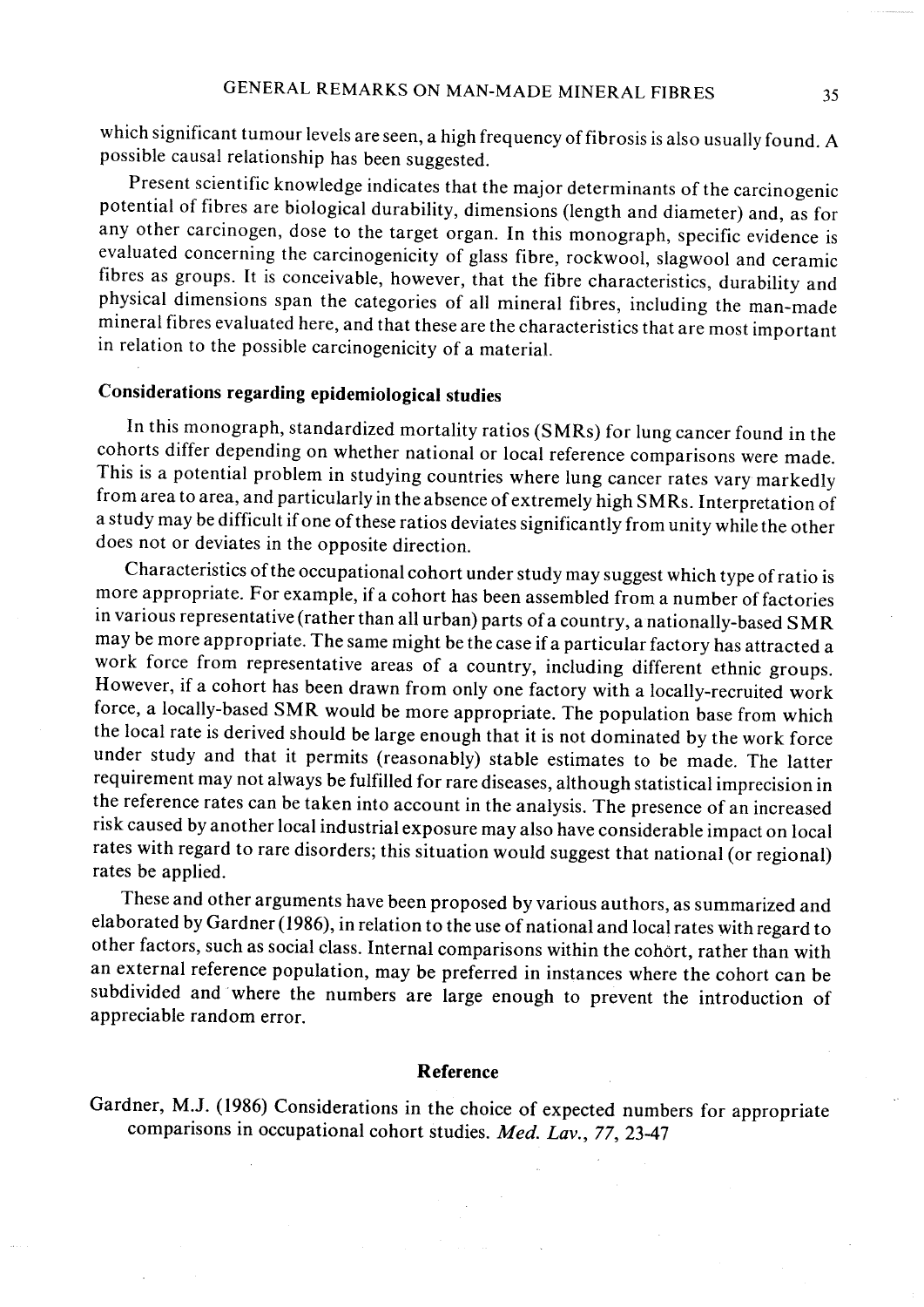which significant tumour levels are seen, a high frequency of fibrosis is also usually found. A possible causal relationship has been suggested.

Present scientific knowledge indicates that the major determinants of the carcinogenic potential of fibres are biological durability, dimensions (length and diameter) and, as for any other carcinogen, dose to the target organ. In this monograph, specific evidence is evaluated concerning the carcinogenicity of glass fibre, rockwool, slagwool and ceramic fibres as groups. It is conceivable, however, that the fibre characteristics, durability and physical dimensions span the categories of all mineral fibres, including the man-made mineral fibres evaluated here, and that these are the characteristics that are most important in relation to the possible carcinogenicity of a material.

## Considerations regarding epidemiological studies

In this monograph, standardized mortality ratios (SMRs) for lung cancer found in the cohorts differ depending on whether national or local reference comparisons were made. This is a potential problem in studying countries where lung cancer rates vary markedly from area to area, and particularly in the absence of extremely high SMRs. Interpretation of a study may be difficult if one of these ratios deviates significantly from unity while the other does not or deviates in the opposite direction.

Characteristics of the occupational cohort under study may suggest which type of ratio is more appropriate. For example, if a cohort has been assembled from a number of factories in various representative (rather than all urban) parts of a country, a nationally-based SMR may be more appropriate. The same might be the case if a particular factory has attracted a work force from representative areas of a country, including different ethnic groups. However, if a cohort has been drawn from only one factory with a locally-recruited work force, a locally-based SMR would be more appropriate. The population base from which the local rate is derived should be large enough that it is not dominated by the work force under study and that it permits (reasonably) stable estimates to be made. The latter requirement may not always be fulfilled for rare diseases, although statistical imprecision in the reference rates can be taken into account in the analysis. The presence of an increased risk caused by another local industrial exposure may also have considerable impact on local rates with regard to rare disorders; this situation would suggest that national (or regional) rates be applied.

These and other arguments have been proposed by various authors, as summarized and elaborated by Gardner (1986), in relation to the use of national and local rates with regard to other factors, such as social class. Internal comparisons within the cohort, rather than with an external reference population, may be preferred in instances where the cohort can be subdivided and where the numbers are large enough to prevent the introduction of appreciable random error.

## Reference

Gardner, M.J. (1986) Considerations in the choice of expected numbers for appropriate comparisons in occupational cohort studies. *Med. Lav.*, *77*, 23-47